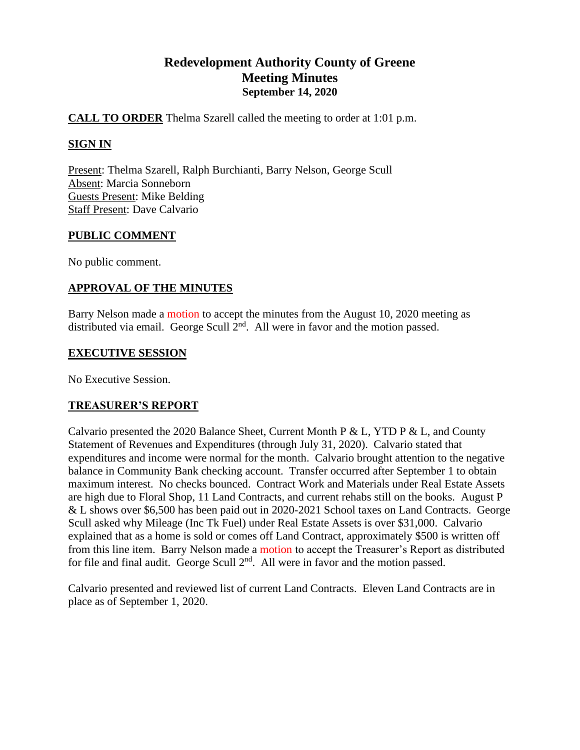# Redevelopment Authority County of Greene
## Meeting Minutes
### September 14, 2020

**CALL TO ORDER** Thelma Szarell called the meeting to order at 1:01 p.m.

**SIGN IN**

Present: Thelma Szarell, Ralph Burchianti, Barry Nelson, George Scull
Absent: Marcia Sonneborn
Guests Present: Mike Belding
Staff Present: Dave Calvario

**PUBLIC COMMENT**

No public comment.

**APPROVAL OF THE MINUTES**

Barry Nelson made a motion to accept the minutes from the August 10, 2020 meeting as distributed via email. George Scull 2nd. All were in favor and the motion passed.

**EXECUTIVE SESSION**

No Executive Session.

**TREASURER'S REPORT**

Calvario presented the 2020 Balance Sheet, Current Month P & L, YTD P & L, and County Statement of Revenues and Expenditures (through July 31, 2020). Calvario stated that expenditures and income were normal for the month. Calvario brought attention to the negative balance in Community Bank checking account. Transfer occurred after September 1 to obtain maximum interest. No checks bounced. Contract Work and Materials under Real Estate Assets are high due to Floral Shop, 11 Land Contracts, and current rehabs still on the books. August P & L shows over $6,500 has been paid out in 2020-2021 School taxes on Land Contracts. George Scull asked why Mileage (Inc Tk Fuel) under Real Estate Assets is over $31,000. Calvario explained that as a home is sold or comes off Land Contract, approximately $500 is written off from this line item. Barry Nelson made a motion to accept the Treasurer's Report as distributed for file and final audit. George Scull 2nd. All were in favor and the motion passed.

Calvario presented and reviewed list of current Land Contracts. Eleven Land Contracts are in place as of September 1, 2020.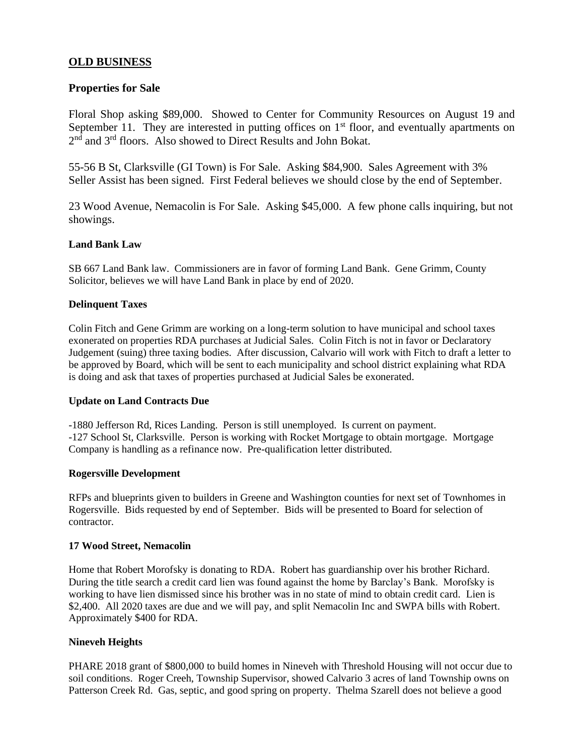## OLD BUSINESS

### Properties for Sale

Floral Shop asking $89,000. Showed to Center for Community Resources on August 19 and September 11. They are interested in putting offices on 1st floor, and eventually apartments on 2nd and 3rd floors. Also showed to Direct Results and John Bokat.

55-56 B St, Clarksville (GI Town) is For Sale. Asking $84,900. Sales Agreement with 3% Seller Assist has been signed. First Federal believes we should close by the end of September.

23 Wood Avenue, Nemacolin is For Sale. Asking $45,000. A few phone calls inquiring, but not showings.

**Land Bank Law**

SB 667 Land Bank law. Commissioners are in favor of forming Land Bank. Gene Grimm, County Solicitor, believes we will have Land Bank in place by end of 2020.

**Delinquent Taxes**

Colin Fitch and Gene Grimm are working on a long-term solution to have municipal and school taxes exonerated on properties RDA purchases at Judicial Sales. Colin Fitch is not in favor or Declaratory Judgement (suing) three taxing bodies. After discussion, Calvario will work with Fitch to draft a letter to be approved by Board, which will be sent to each municipality and school district explaining what RDA is doing and ask that taxes of properties purchased at Judicial Sales be exonerated.

**Update on Land Contracts Due**

-1880 Jefferson Rd, Rices Landing. Person is still unemployed. Is current on payment.
-127 School St, Clarksville. Person is working with Rocket Mortgage to obtain mortgage. Mortgage Company is handling as a refinance now. Pre-qualification letter distributed.

**Rogersville Development**

RFPs and blueprints given to builders in Greene and Washington counties for next set of Townhomes in Rogersville. Bids requested by end of September. Bids will be presented to Board for selection of contractor.

**17 Wood Street, Nemacolin**

Home that Robert Morofsky is donating to RDA. Robert has guardianship over his brother Richard. During the title search a credit card lien was found against the home by Barclay's Bank. Morofsky is working to have lien dismissed since his brother was in no state of mind to obtain credit card. Lien is $2,400. All 2020 taxes are due and we will pay, and split Nemacolin Inc and SWPA bills with Robert. Approximately $400 for RDA.

**Nineveh Heights**

PHARE 2018 grant of $800,000 to build homes in Nineveh with Threshold Housing will not occur due to soil conditions. Roger Creeh, Township Supervisor, showed Calvario 3 acres of land Township owns on Patterson Creek Rd. Gas, septic, and good spring on property. Thelma Szarell does not believe a good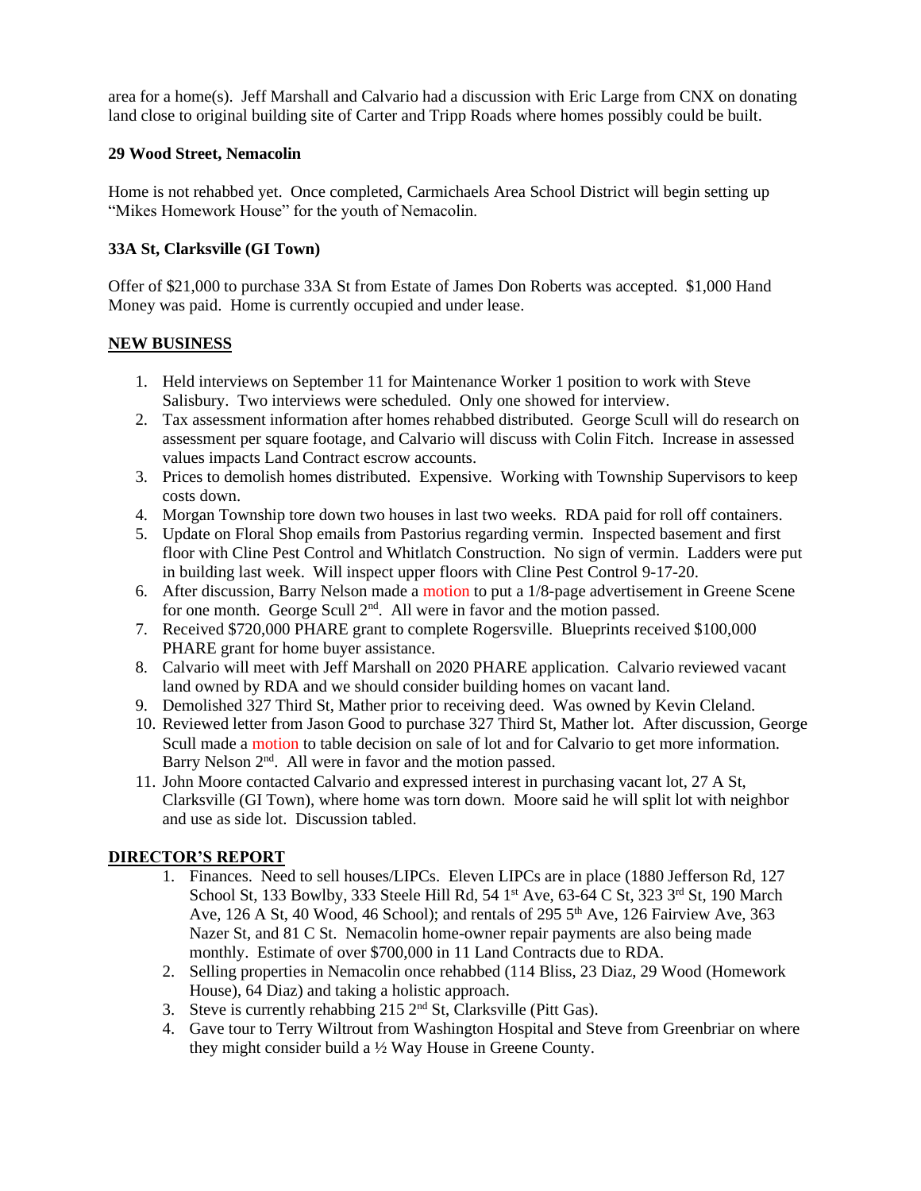area for a home(s). Jeff Marshall and Calvario had a discussion with Eric Large from CNX on donating land close to original building site of Carter and Tripp Roads where homes possibly could be built.

**29 Wood Street, Nemacolin**

Home is not rehabbed yet. Once completed, Carmichaels Area School District will begin setting up "Mikes Homework House" for the youth of Nemacolin.

**33A St, Clarksville (GI Town)**

Offer of $21,000 to purchase 33A St from Estate of James Don Roberts was accepted. $1,000 Hand Money was paid. Home is currently occupied and under lease.

**NEW BUSINESS**

1. Held interviews on September 11 for Maintenance Worker 1 position to work with Steve Salisbury. Two interviews were scheduled. Only one showed for interview.
2. Tax assessment information after homes rehabbed distributed. George Scull will do research on assessment per square footage, and Calvario will discuss with Colin Fitch. Increase in assessed values impacts Land Contract escrow accounts.
3. Prices to demolish homes distributed. Expensive. Working with Township Supervisors to keep costs down.
4. Morgan Township tore down two houses in last two weeks. RDA paid for roll off containers.
5. Update on Floral Shop emails from Pastorius regarding vermin. Inspected basement and first floor with Cline Pest Control and Whitlatch Construction. No sign of vermin. Ladders were put in building last week. Will inspect upper floors with Cline Pest Control 9-17-20.
6. After discussion, Barry Nelson made a motion to put a 1/8-page advertisement in Greene Scene for one month. George Scull 2nd. All were in favor and the motion passed.
7. Received $720,000 PHARE grant to complete Rogersville. Blueprints received $100,000 PHARE grant for home buyer assistance.
8. Calvario will meet with Jeff Marshall on 2020 PHARE application. Calvario reviewed vacant land owned by RDA and we should consider building homes on vacant land.
9. Demolished 327 Third St, Mather prior to receiving deed. Was owned by Kevin Cleland.
10. Reviewed letter from Jason Good to purchase 327 Third St, Mather lot. After discussion, George Scull made a motion to table decision on sale of lot and for Calvario to get more information. Barry Nelson 2nd. All were in favor and the motion passed.
11. John Moore contacted Calvario and expressed interest in purchasing vacant lot, 27 A St, Clarksville (GI Town), where home was torn down. Moore said he will split lot with neighbor and use as side lot. Discussion tabled.

**DIRECTOR'S REPORT**

1. Finances. Need to sell houses/LIPCs. Eleven LIPCs are in place (1880 Jefferson Rd, 127 School St, 133 Bowlby, 333 Steele Hill Rd, 54 1st Ave, 63-64 C St, 323 3rd St, 190 March Ave, 126 A St, 40 Wood, 46 School); and rentals of 295 5th Ave, 126 Fairview Ave, 363 Nazer St, and 81 C St. Nemacolin home-owner repair payments are also being made monthly. Estimate of over $700,000 in 11 Land Contracts due to RDA.
2. Selling properties in Nemacolin once rehabbed (114 Bliss, 23 Diaz, 29 Wood (Homework House), 64 Diaz) and taking a holistic approach.
3. Steve is currently rehabbing 215 2nd St, Clarksville (Pitt Gas).
4. Gave tour to Terry Wiltrout from Washington Hospital and Steve from Greenbriar on where they might consider build a ½ Way House in Greene County.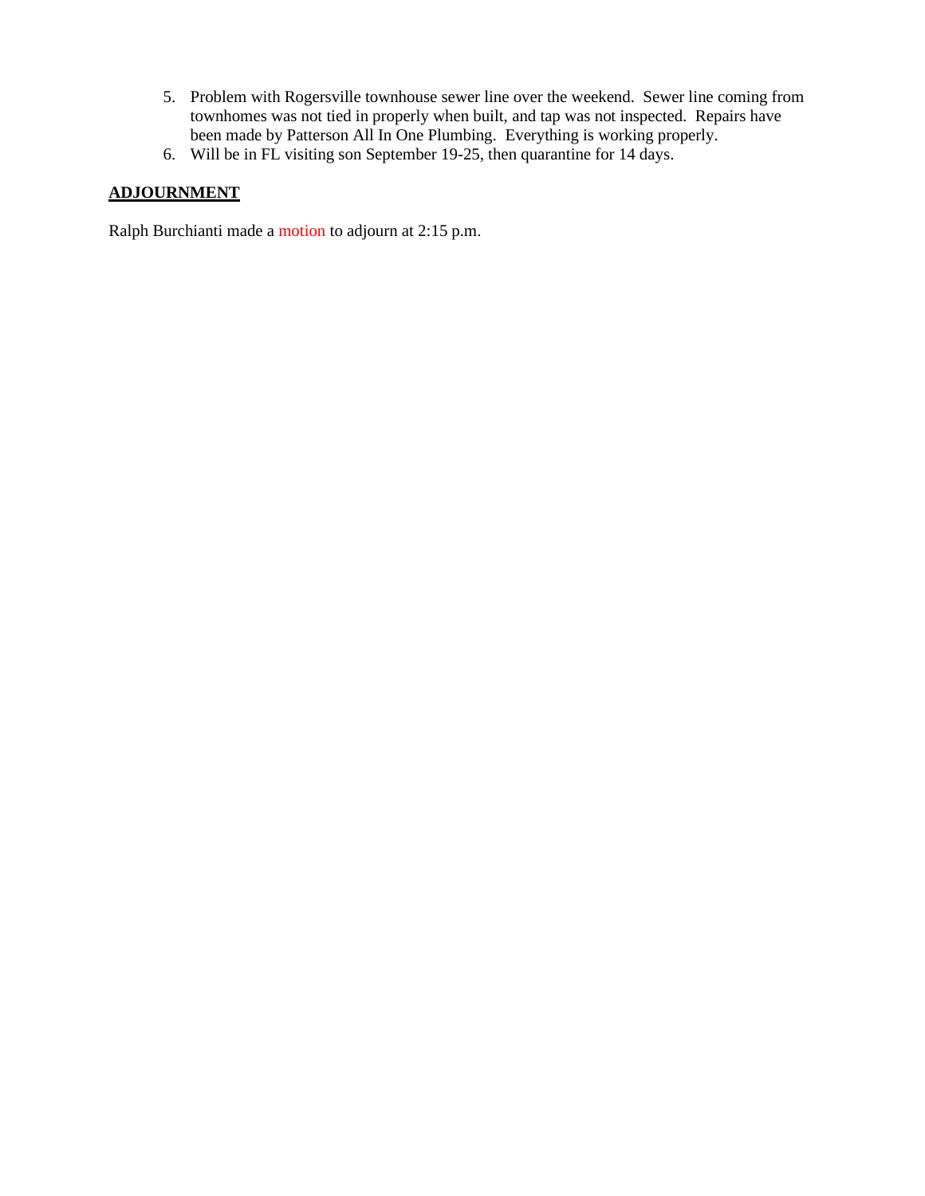5. Problem with Rogersville townhouse sewer line over the weekend. Sewer line coming from townhomes was not tied in properly when built, and tap was not inspected. Repairs have been made by Patterson All In One Plumbing. Everything is working properly.
6. Will be in FL visiting son September 19-25, then quarantine for 14 days.

**ADJOURNMENT**

Ralph Burchianti made a motion to adjourn at 2:15 p.m.